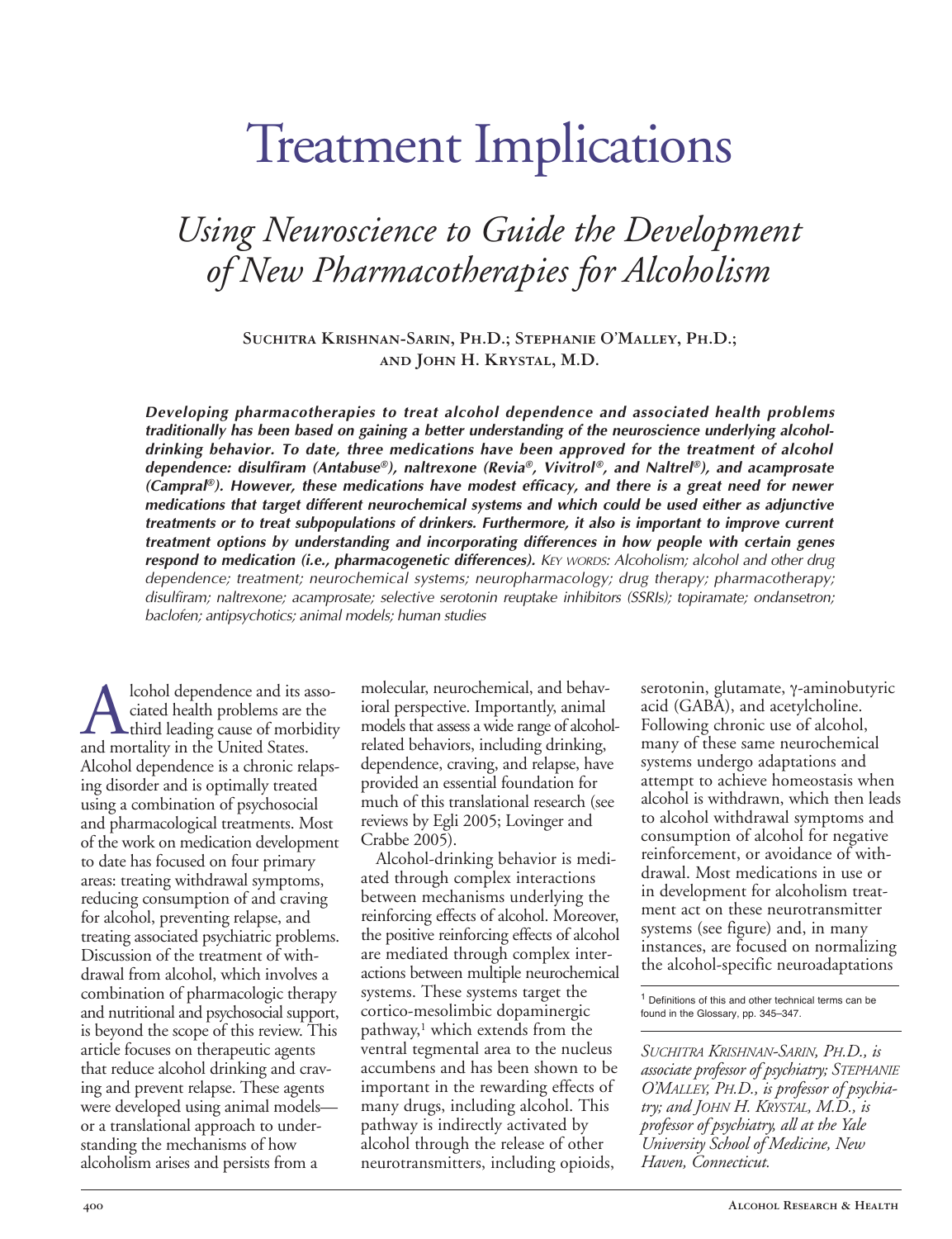# Treatment Implications

## *Using Neuroscience to Guide the Development of New Pharmacotherapies for Alcoholism*

**Suchitra Krishnan-Sarin, Ph.D.; Stephanie O'Malley, Ph.D.; and John H. Krystal, M.D.**

***Developing pharmacotherapies to treat alcohol dependence and associated health problems traditionally has been based on gaining a better understanding of the neuroscience underlying alcohol-drinking behavior. To date, three medications have been approved for the treatment of alcohol dependence: disulfiram (Antabuse®), naltrexone (Revia®, Vivitrol®, and Naltrel®), and acamprosate (Campral®). However, these medications have modest efficacy, and there is a great need for newer medications that target different neurochemical systems and which could be used either as adjunctive treatments or to treat subpopulations of drinkers. Furthermore, it also is important to improve current treatment options by understanding and incorporating differences in how people with certain genes respond to medication (i.e., pharmacogenetic differences).*** *KEY WORDS: Alcoholism; alcohol and other drug dependence; treatment; neurochemical systems; neuropharmacology; drug therapy; pharmacotherapy; disulfiram; naltrexone; acamprosate; selective serotonin reuptake inhibitors (SSRIs); topiramate; ondansetron; baclofen; antipsychotics; animal models; human studies*

Alcohol dependence and its associated health problems are the third leading cause of morbidity and mortality in the United States. Alcohol dependence is a chronic relapsing disorder and is optimally treated using a combination of psychosocial and pharmacological treatments. Most of the work on medication development to date has focused on four primary areas: treating withdrawal symptoms, reducing consumption of and craving for alcohol, preventing relapse, and treating associated psychiatric problems. Discussion of the treatment of withdrawal from alcohol, which involves a combination of pharmacologic therapy and nutritional and psychosocial support, is beyond the scope of this review. This article focuses on therapeutic agents that reduce alcohol drinking and craving and prevent relapse. These agents were developed using animal models—or a translational approach to understanding the mechanisms of how alcoholism arises and persists from a molecular, neurochemical, and behavioral perspective. Importantly, animal models that assess a wide range of alcohol-related behaviors, including drinking, dependence, craving, and relapse, have provided an essential foundation for much of this translational research (see reviews by Egli 2005; Lovinger and Crabbe 2005).

Alcohol-drinking behavior is mediated through complex interactions between mechanisms underlying the reinforcing effects of alcohol. Moreover, the positive reinforcing effects of alcohol are mediated through complex interactions between multiple neurochemical systems. These systems target the cortico-mesolimbic dopaminergic pathway,[1] which extends from the ventral tegmental area to the nucleus accumbens and has been shown to be important in the rewarding effects of many drugs, including alcohol. This pathway is indirectly activated by alcohol through the release of other neurotransmitters, including opioids, serotonin, glutamate, γ-aminobutyric acid (GABA), and acetylcholine. Following chronic use of alcohol, many of these same neurochemical systems undergo adaptations and attempt to achieve homeostasis when alcohol is withdrawn, which then leads to alcohol withdrawal symptoms and consumption of alcohol for negative reinforcement, or avoidance of withdrawal. Most medications in use or in development for alcoholism treatment act on these neurotransmitter systems (see figure) and, in many instances, are focused on normalizing the alcohol-specific neuroadaptations

[1] Definitions of this and other technical terms can be found in the Glossary, pp. 345–347.

*SUCHITRA KRISHNAN-SARIN, PH.D., is associate professor of psychiatry; STEPHANIE O'MALLEY, PH.D., is professor of psychiatry; and JOHN H. KRYSTAL, M.D., is professor of psychiatry, all at the Yale University School of Medicine, New Haven, Connecticut.*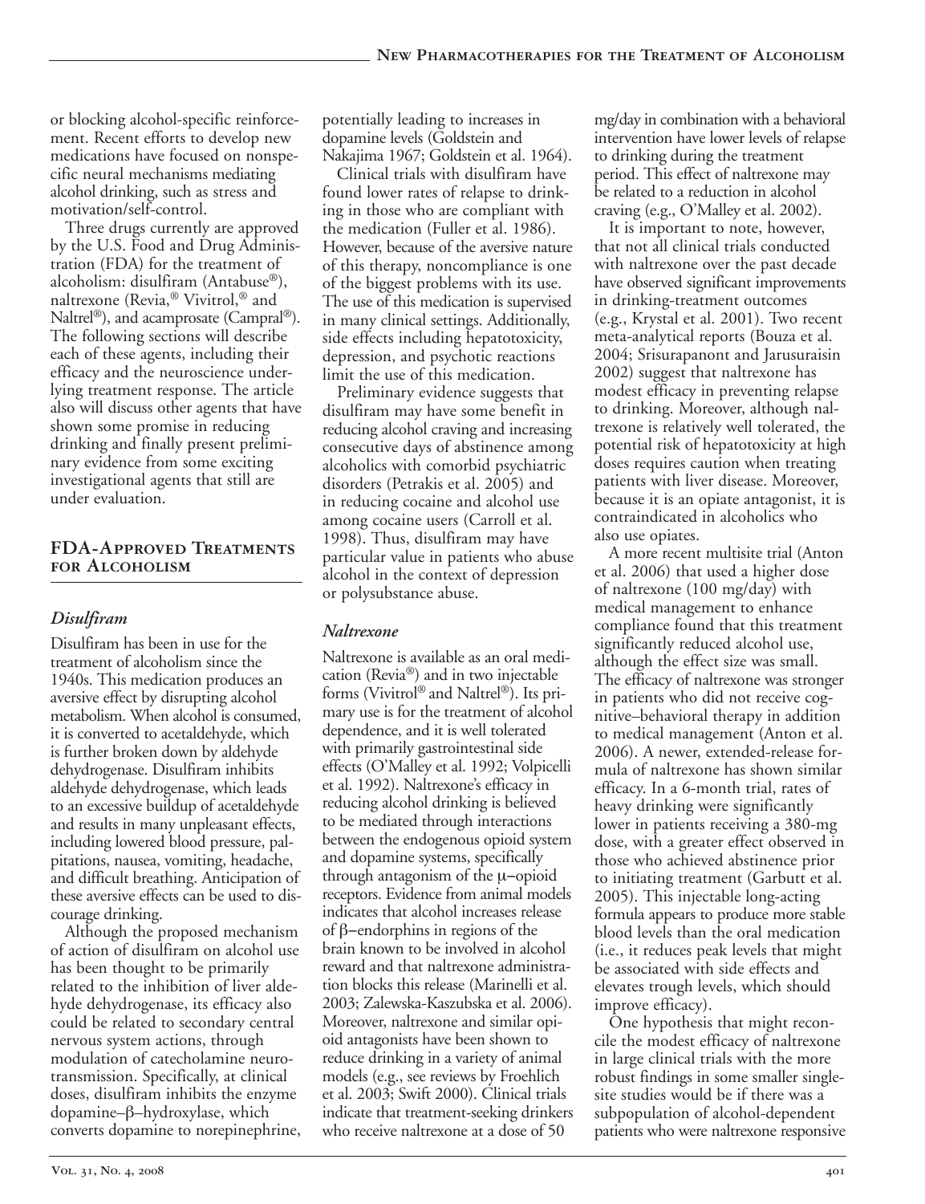or blocking alcohol-specific reinforcement. Recent efforts to develop new medications have focused on nonspecific neural mechanisms mediating alcohol drinking, such as stress and motivation/self-control.

Three drugs currently are approved by the U.S. Food and Drug Administration (FDA) for the treatment of alcoholism: disulfiram (Antabuse®), naltrexone (Revia,® Vivitrol,® and Naltrel®), and acamprosate (Campral®). The following sections will describe each of these agents, including their efficacy and the neuroscience underlying treatment response. The article also will discuss other agents that have shown some promise in reducing drinking and finally present preliminary evidence from some exciting investigational agents that still are under evaluation.

## FDA-Approved Treatments for Alcoholism

### *Disulfiram*

Disulfiram has been in use for the treatment of alcoholism since the 1940s. This medication produces an aversive effect by disrupting alcohol metabolism. When alcohol is consumed, it is converted to acetaldehyde, which is further broken down by aldehyde dehydrogenase. Disulfiram inhibits aldehyde dehydrogenase, which leads to an excessive buildup of acetaldehyde and results in many unpleasant effects, including lowered blood pressure, palpitations, nausea, vomiting, headache, and difficult breathing. Anticipation of these aversive effects can be used to discourage drinking.

Although the proposed mechanism of action of disulfiram on alcohol use has been thought to be primarily related to the inhibition of liver aldehyde dehydrogenase, its efficacy also could be related to secondary central nervous system actions, through modulation of catecholamine neurotransmission. Specifically, at clinical doses, disulfiram inhibits the enzyme dopamine–β–hydroxylase, which converts dopamine to norepinephrine, potentially leading to increases in dopamine levels (Goldstein and Nakajima 1967; Goldstein et al. 1964).

Clinical trials with disulfiram have found lower rates of relapse to drinking in those who are compliant with the medication (Fuller et al. 1986). However, because of the aversive nature of this therapy, noncompliance is one of the biggest problems with its use. The use of this medication is supervised in many clinical settings. Additionally, side effects including hepatotoxicity, depression, and psychotic reactions limit the use of this medication.

Preliminary evidence suggests that disulfiram may have some benefit in reducing alcohol craving and increasing consecutive days of abstinence among alcoholics with comorbid psychiatric disorders (Petrakis et al. 2005) and in reducing cocaine and alcohol use among cocaine users (Carroll et al. 1998). Thus, disulfiram may have particular value in patients who abuse alcohol in the context of depression or polysubstance abuse.

### *Naltrexone*

Naltrexone is available as an oral medication (Revia®) and in two injectable forms (Vivitrol® and Naltrel®). Its primary use is for the treatment of alcohol dependence, and it is well tolerated with primarily gastrointestinal side effects (O'Malley et al. 1992; Volpicelli et al. 1992). Naltrexone's efficacy in reducing alcohol drinking is believed to be mediated through interactions between the endogenous opioid system and dopamine systems, specifically through antagonism of the μ–opioid receptors. Evidence from animal models indicates that alcohol increases release of β–endorphins in regions of the brain known to be involved in alcohol reward and that naltrexone administration blocks this release (Marinelli et al. 2003; Zalewska-Kaszubska et al. 2006). Moreover, naltrexone and similar opioid antagonists have been shown to reduce drinking in a variety of animal models (e.g., see reviews by Froehlich et al. 2003; Swift 2000). Clinical trials indicate that treatment-seeking drinkers who receive naltrexone at a dose of 50 mg/day in combination with a behavioral intervention have lower levels of relapse to drinking during the treatment period. This effect of naltrexone may be related to a reduction in alcohol craving (e.g., O'Malley et al. 2002).

It is important to note, however, that not all clinical trials conducted with naltrexone over the past decade have observed significant improvements in drinking-treatment outcomes (e.g., Krystal et al. 2001). Two recent meta-analytical reports (Bouza et al. 2004; Srisurapanont and Jarusuraisin 2002) suggest that naltrexone has modest efficacy in preventing relapse to drinking. Moreover, although naltrexone is relatively well tolerated, the potential risk of hepatotoxicity at high doses requires caution when treating patients with liver disease. Moreover, because it is an opiate antagonist, it is contraindicated in alcoholics who also use opiates.

A more recent multisite trial (Anton et al. 2006) that used a higher dose of naltrexone (100 mg/day) with medical management to enhance compliance found that this treatment significantly reduced alcohol use, although the effect size was small. The efficacy of naltrexone was stronger in patients who did not receive cognitive–behavioral therapy in addition to medical management (Anton et al. 2006). A newer, extended-release formula of naltrexone has shown similar efficacy. In a 6-month trial, rates of heavy drinking were significantly lower in patients receiving a 380-mg dose, with a greater effect observed in those who achieved abstinence prior to initiating treatment (Garbutt et al. 2005). This injectable long-acting formula appears to produce more stable blood levels than the oral medication (i.e., it reduces peak levels that might be associated with side effects and elevates trough levels, which should improve efficacy).

One hypothesis that might reconcile the modest efficacy of naltrexone in large clinical trials with the more robust findings in some smaller single-site studies would be if there was a subpopulation of alcohol-dependent patients who were naltrexone responsive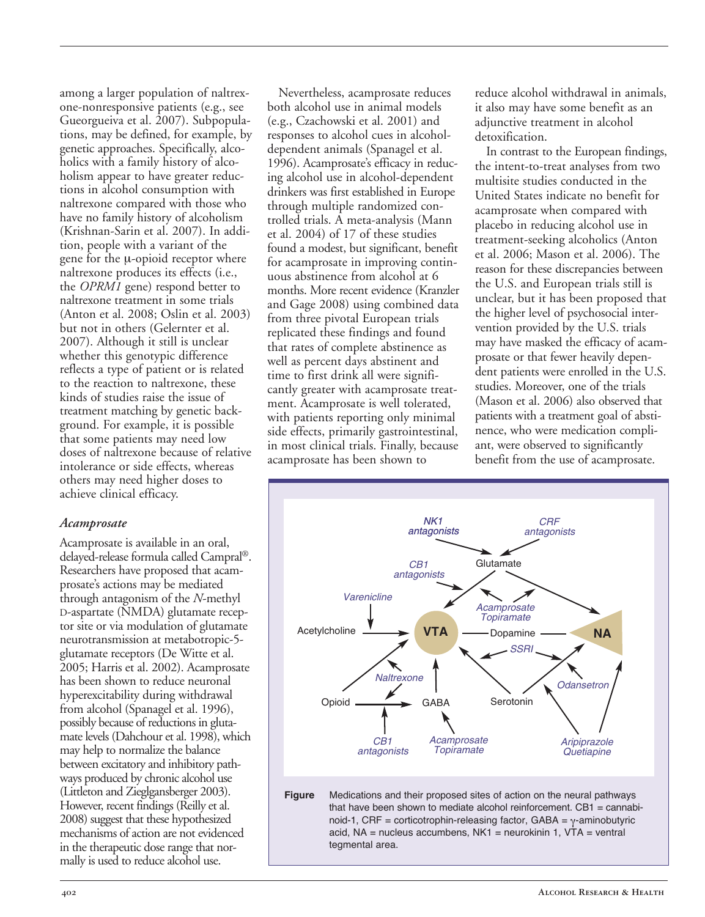among a larger population of naltrexone-nonresponsive patients (e.g., see Gueorgueiva et al. 2007). Subpopulations, may be defined, for example, by genetic approaches. Specifically, alcoholics with a family history of alcoholism appear to have greater reductions in alcohol consumption with naltrexone compared with those who have no family history of alcoholism (Krishnan-Sarin et al. 2007). In addition, people with a variant of the gene for the μ-opioid receptor where naltrexone produces its effects (i.e., the *OPRM1* gene) respond better to naltrexone treatment in some trials (Anton et al. 2008; Oslin et al. 2003) but not in others (Gelernter et al. 2007). Although it still is unclear whether this genotypic difference reflects a type of patient or is related to the reaction to naltrexone, these kinds of studies raise the issue of treatment matching by genetic background. For example, it is possible that some patients may need low doses of naltrexone because of relative intolerance or side effects, whereas others may need higher doses to achieve clinical efficacy.

### *Acamprosate*

Acamprosate is available in an oral, delayed-release formula called Campral®. Researchers have proposed that acamprosate's actions may be mediated through antagonism of the *N*-methyl D-aspartate (NMDA) glutamate receptor site or via modulation of glutamate neurotransmission at metabotropic-5-glutamate receptors (De Witte et al. 2005; Harris et al. 2002). Acamprosate has been shown to reduce neuronal hyperexcitability during withdrawal from alcohol (Spanagel et al. 1996), possibly because of reductions in glutamate levels (Dahchour et al. 1998), which may help to normalize the balance between excitatory and inhibitory pathways produced by chronic alcohol use (Littleton and Zieglgansberger 2003). However, recent findings (Reilly et al. 2008) suggest that these hypothesized mechanisms of action are not evidenced in the therapeutic dose range that normally is used to reduce alcohol use.

Nevertheless, acamprosate reduces both alcohol use in animal models (e.g., Czachowski et al. 2001) and responses to alcohol cues in alcohol-dependent animals (Spanagel et al. 1996). Acamprosate's efficacy in reducing alcohol use in alcohol-dependent drinkers was first established in Europe through multiple randomized controlled trials. A meta-analysis (Mann et al. 2004) of 17 of these studies found a modest, but significant, benefit for acamprosate in improving continuous abstinence from alcohol at 6 months. More recent evidence (Kranzler and Gage 2008) using combined data from three pivotal European trials replicated these findings and found that rates of complete abstinence as well as percent days abstinent and time to first drink all were significantly greater with acamprosate treatment. Acamprosate is well tolerated, with patients reporting only minimal side effects, primarily gastrointestinal, in most clinical trials. Finally, because acamprosate has been shown to reduce alcohol withdrawal in animals, it also may have some benefit as an adjunctive treatment in alcohol detoxification.

In contrast to the European findings, the intent-to-treat analyses from two multisite studies conducted in the United States indicate no benefit for acamprosate when compared with placebo in reducing alcohol use in treatment-seeking alcoholics (Anton et al. 2006; Mason et al. 2006). The reason for these discrepancies between the U.S. and European trials still is unclear, but it has been proposed that the higher level of psychosocial intervention provided by the U.S. trials may have masked the efficacy of acamprosate or that fewer heavily dependent patients were enrolled in the U.S. studies. Moreover, one of the trials (Mason et al. 2006) also observed that patients with a treatment goal of abstinence, who were medication compliant, were observed to significantly benefit from the use of acamprosate.

**Figure** Medications and their proposed sites of action on the neural pathways that have been shown to mediate alcohol reinforcement. CB1 = cannabinoid-1, CRF = corticotrophin-releasing factor, GABA = γ-aminobutyric acid, NA = nucleus accumbens, NK1 = neurokinin 1, VTA = ventral tegmental area.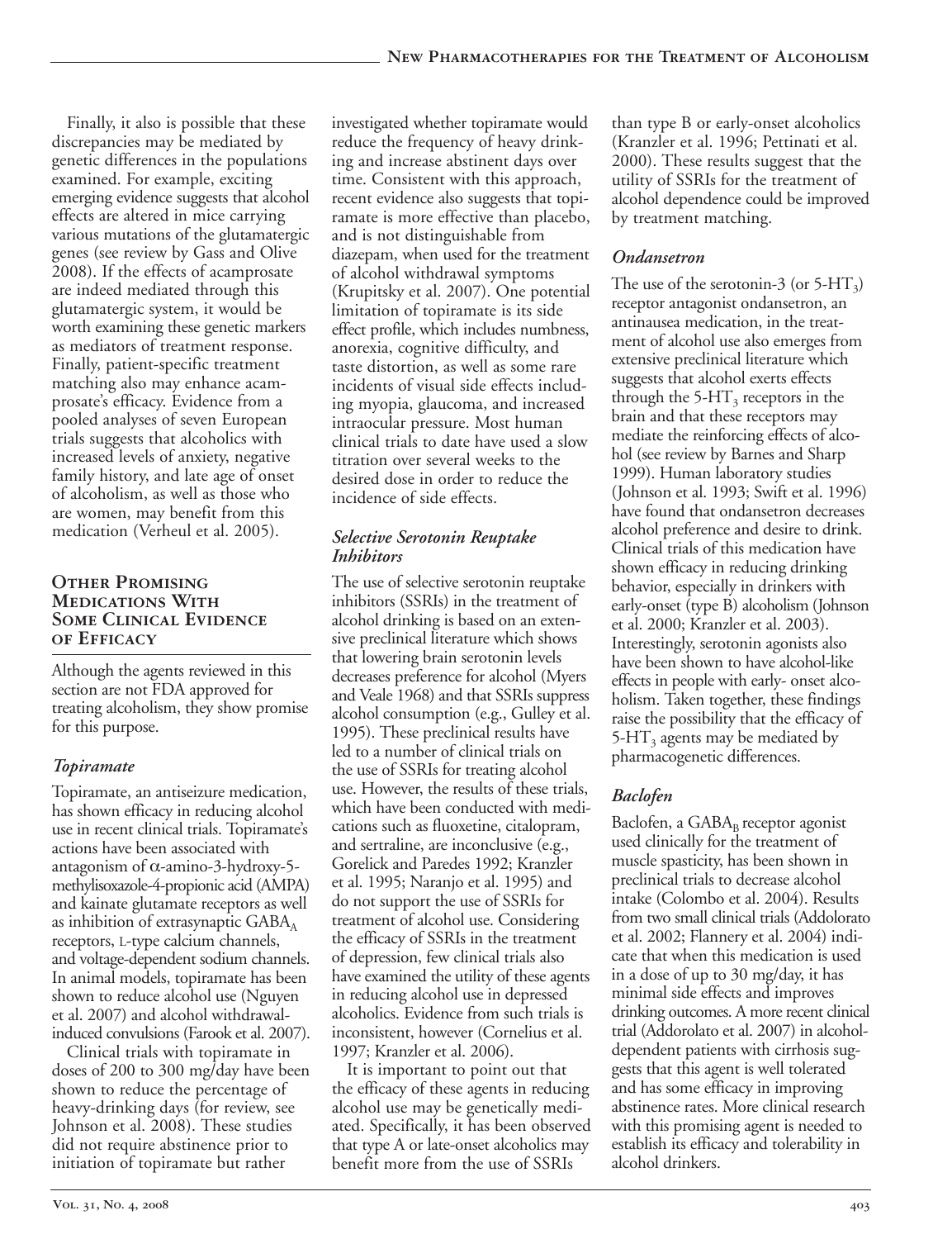Finally, it also is possible that these discrepancies may be mediated by genetic differences in the populations examined. For example, exciting emerging evidence suggests that alcohol effects are altered in mice carrying various mutations of the glutamatergic genes (see review by Gass and Olive 2008). If the effects of acamprosate are indeed mediated through this glutamatergic system, it would be worth examining these genetic markers as mediators of treatment response. Finally, patient-specific treatment matching also may enhance acamprosate's efficacy. Evidence from a pooled analyses of seven European trials suggests that alcoholics with increased levels of anxiety, negative family history, and late age of onset of alcoholism, as well as those who are women, may benefit from this medication (Verheul et al. 2005).

## Other Promising Medications With Some Clinical Evidence of Efficacy

Although the agents reviewed in this section are not FDA approved for treating alcoholism, they show promise for this purpose.

### *Topiramate*

Topiramate, an antiseizure medication, has shown efficacy in reducing alcohol use in recent clinical trials. Topiramate's actions have been associated with antagonism of α-amino-3-hydroxy-5-methylisoxazole-4-propionic acid (AMPA) and kainate glutamate receptors as well as inhibition of extrasynaptic $GABA_A$ receptors, L-type calcium channels, and voltage-dependent sodium channels. In animal models, topiramate has been shown to reduce alcohol use (Nguyen et al. 2007) and alcohol withdrawal-induced convulsions (Farook et al. 2007).

Clinical trials with topiramate in doses of 200 to 300 mg/day have been shown to reduce the percentage of heavy-drinking days (for review, see Johnson et al. 2008). These studies did not require abstinence prior to initiation of topiramate but rather investigated whether topiramate would reduce the frequency of heavy drinking and increase abstinent days over time. Consistent with this approach, recent evidence also suggests that topiramate is more effective than placebo, and is not distinguishable from diazepam, when used for the treatment of alcohol withdrawal symptoms (Krupitsky et al. 2007). One potential limitation of topiramate is its side effect profile, which includes numbness, anorexia, cognitive difficulty, and taste distortion, as well as some rare incidents of visual side effects including myopia, glaucoma, and increased intraocular pressure. Most human clinical trials to date have used a slow titration over several weeks to the desired dose in order to reduce the incidence of side effects.

### *Selective Serotonin Reuptake Inhibitors*

The use of selective serotonin reuptake inhibitors (SSRIs) in the treatment of alcohol drinking is based on an extensive preclinical literature which shows that lowering brain serotonin levels decreases preference for alcohol (Myers and Veale 1968) and that SSRIs suppress alcohol consumption (e.g., Gulley et al. 1995). These preclinical results have led to a number of clinical trials on the use of SSRIs for treating alcohol use. However, the results of these trials, which have been conducted with medications such as fluoxetine, citalopram, and sertraline, are inconclusive (e.g., Gorelick and Paredes 1992; Kranzler et al. 1995; Naranjo et al. 1995) and do not support the use of SSRIs for treatment of alcohol use. Considering the efficacy of SSRIs in the treatment of depression, few clinical trials also have examined the utility of these agents in reducing alcohol use in depressed alcoholics. Evidence from such trials is inconsistent, however (Cornelius et al. 1997; Kranzler et al. 2006).

It is important to point out that the efficacy of these agents in reducing alcohol use may be genetically mediated. Specifically, it has been observed that type A or late-onset alcoholics may benefit more from the use of SSRIs than type B or early-onset alcoholics (Kranzler et al. 1996; Pettinati et al. 2000). These results suggest that the utility of SSRIs for the treatment of alcohol dependence could be improved by treatment matching.

### *Ondansetron*

The use of the serotonin-3 (or $5\text{-}HT_3$) receptor antagonist ondansetron, an antinausea medication, in the treatment of alcohol use also emerges from extensive preclinical literature which suggests that alcohol exerts effects through the $5\text{-}HT_3$ receptors in the brain and that these receptors may mediate the reinforcing effects of alcohol (see review by Barnes and Sharp 1999). Human laboratory studies (Johnson et al. 1993; Swift et al. 1996) have found that ondansetron decreases alcohol preference and desire to drink. Clinical trials of this medication have shown efficacy in reducing drinking behavior, especially in drinkers with early-onset (type B) alcoholism (Johnson et al. 2000; Kranzler et al. 2003). Interestingly, serotonin agonists also have been shown to have alcohol-like effects in people with early- onset alcoholism. Taken together, these findings raise the possibility that the efficacy of $5\text{-}HT_3$ agents may be mediated by pharmacogenetic differences.

### *Baclofen*

Baclofen, a $GABA_B$ receptor agonist used clinically for the treatment of muscle spasticity, has been shown in preclinical trials to decrease alcohol intake (Colombo et al. 2004). Results from two small clinical trials (Addolorato et al. 2002; Flannery et al. 2004) indicate that when this medication is used in a dose of up to 30 mg/day, it has minimal side effects and improves drinking outcomes. A more recent clinical trial (Addorolato et al. 2007) in alcohol-dependent patients with cirrhosis suggests that this agent is well tolerated and has some efficacy in improving abstinence rates. More clinical research with this promising agent is needed to establish its efficacy and tolerability in alcohol drinkers.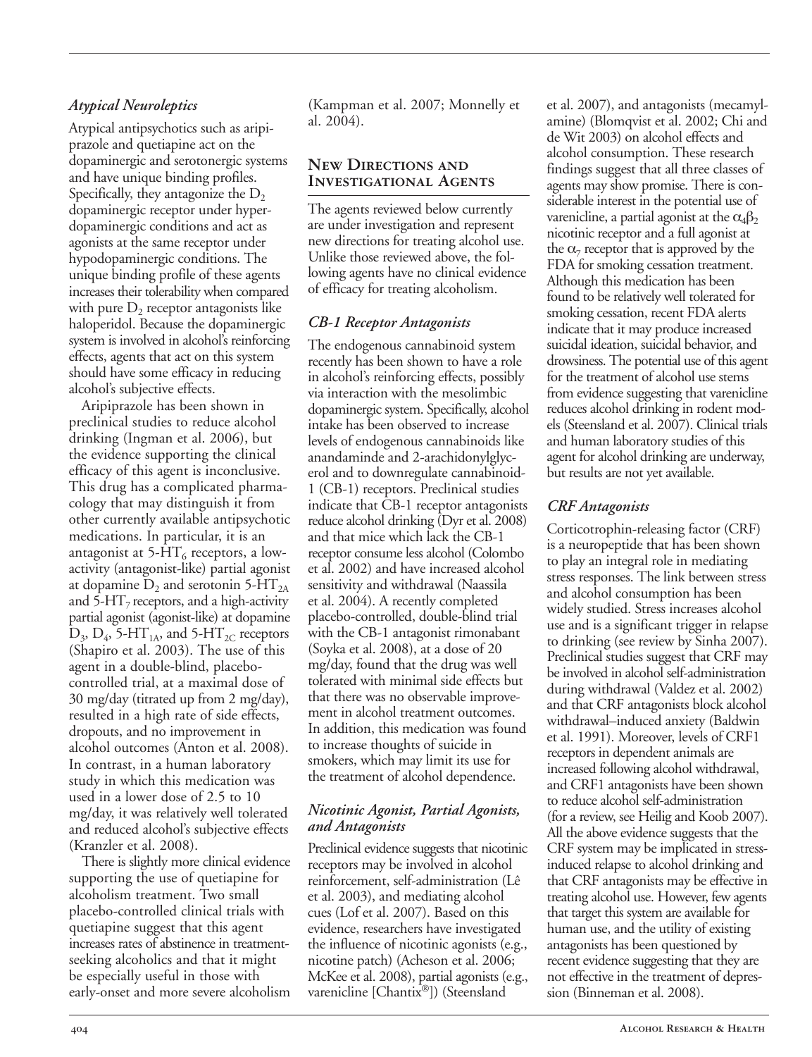### *Atypical Neuroleptics*

Atypical antipsychotics such as aripiprazole and quetiapine act on the dopaminergic and serotonergic systems and have unique binding profiles. Specifically, they antagonize the $D_2$ dopaminergic receptor under hyperdopaminergic conditions and act as agonists at the same receptor under hypodopaminergic conditions. The unique binding profile of these agents increases their tolerability when compared with pure $D_2$ receptor antagonists like haloperidol. Because the dopaminergic system is involved in alcohol's reinforcing effects, agents that act on this system should have some efficacy in reducing alcohol's subjective effects.

Aripiprazole has been shown in preclinical studies to reduce alcohol drinking (Ingman et al. 2006), but the evidence supporting the clinical efficacy of this agent is inconclusive. This drug has a complicated pharmacology that may distinguish it from other currently available antipsychotic medications. In particular, it is an antagonist at 5-$HT_6$ receptors, a low-activity (antagonist-like) partial agonist at dopamine $D_2$ and serotonin 5-$HT_{2A}$ and 5-$HT_7$ receptors, and a high-activity partial agonist (agonist-like) at dopamine $D_3$, $D_4$, 5-$HT_{1A}$, and 5-$HT_{2C}$ receptors (Shapiro et al. 2003). The use of this agent in a double-blind, placebo-controlled trial, at a maximal dose of 30 mg/day (titrated up from 2 mg/day), resulted in a high rate of side effects, dropouts, and no improvement in alcohol outcomes (Anton et al. 2008). In contrast, in a human laboratory study in which this medication was used in a lower dose of 2.5 to 10 mg/day, it was relatively well tolerated and reduced alcohol's subjective effects (Kranzler et al. 2008).

There is slightly more clinical evidence supporting the use of quetiapine for alcoholism treatment. Two small placebo-controlled clinical trials with quetiapine suggest that this agent increases rates of abstinence in treatment-seeking alcoholics and that it might be especially useful in those with early-onset and more severe alcoholism (Kampman et al. 2007; Monnelly et al. 2004).

## New Directions and Investigational Agents

The agents reviewed below currently are under investigation and represent new directions for treating alcohol use. Unlike those reviewed above, the following agents have no clinical evidence of efficacy for treating alcoholism.

### *CB-1 Receptor Antagonists*

The endogenous cannabinoid system recently has been shown to have a role in alcohol's reinforcing effects, possibly via interaction with the mesolimbic dopaminergic system. Specifically, alcohol intake has been observed to increase levels of endogenous cannabinoids like anandaminde and 2-arachidonylglycerol and to downregulate cannabinoid-1 (CB-1) receptors. Preclinical studies indicate that CB-1 receptor antagonists reduce alcohol drinking (Dyr et al. 2008) and that mice which lack the CB-1 receptor consume less alcohol (Colombo et al. 2002) and have increased alcohol sensitivity and withdrawal (Naassila et al. 2004). A recently completed placebo-controlled, double-blind trial with the CB-1 antagonist rimonabant (Soyka et al. 2008), at a dose of 20 mg/day, found that the drug was well tolerated with minimal side effects but that there was no observable improvement in alcohol treatment outcomes. In addition, this medication was found to increase thoughts of suicide in smokers, which may limit its use for the treatment of alcohol dependence.

### *Nicotinic Agonist, Partial Agonists, and Antagonists*

Preclinical evidence suggests that nicotinic receptors may be involved in alcohol reinforcement, self-administration (Lê et al. 2003), and mediating alcohol cues (Lof et al. 2007). Based on this evidence, researchers have investigated the influence of nicotinic agonists (e.g., nicotine patch) (Acheson et al. 2006; McKee et al. 2008), partial agonists (e.g., varenicline [Chantix®]) (Steensland et al. 2007), and antagonists (mecamylamine) (Blomqvist et al. 2002; Chi and de Wit 2003) on alcohol effects and alcohol consumption. These research findings suggest that all three classes of agents may show promise. There is considerable interest in the potential use of varenicline, a partial agonist at the $\alpha_4\beta_2$ nicotinic receptor and a full agonist at the $\alpha_7$ receptor that is approved by the FDA for smoking cessation treatment. Although this medication has been found to be relatively well tolerated for smoking cessation, recent FDA alerts indicate that it may produce increased suicidal ideation, suicidal behavior, and drowsiness. The potential use of this agent for the treatment of alcohol use stems from evidence suggesting that varenicline reduces alcohol drinking in rodent models (Steensland et al. 2007). Clinical trials and human laboratory studies of this agent for alcohol drinking are underway, but results are not yet available.

### *CRF Antagonists*

Corticotrophin-releasing factor (CRF) is a neuropeptide that has been shown to play an integral role in mediating stress responses. The link between stress and alcohol consumption has been widely studied. Stress increases alcohol use and is a significant trigger in relapse to drinking (see review by Sinha 2007). Preclinical studies suggest that CRF may be involved in alcohol self-administration during withdrawal (Valdez et al. 2002) and that CRF antagonists block alcohol withdrawal–induced anxiety (Baldwin et al. 1991). Moreover, levels of CRF1 receptors in dependent animals are increased following alcohol withdrawal, and CRF1 antagonists have been shown to reduce alcohol self-administration (for a review, see Heilig and Koob 2007). All the above evidence suggests that the CRF system may be implicated in stress-induced relapse to alcohol drinking and that CRF antagonists may be effective in treating alcohol use. However, few agents that target this system are available for human use, and the utility of existing antagonists has been questioned by recent evidence suggesting that they are not effective in the treatment of depression (Binneman et al. 2008).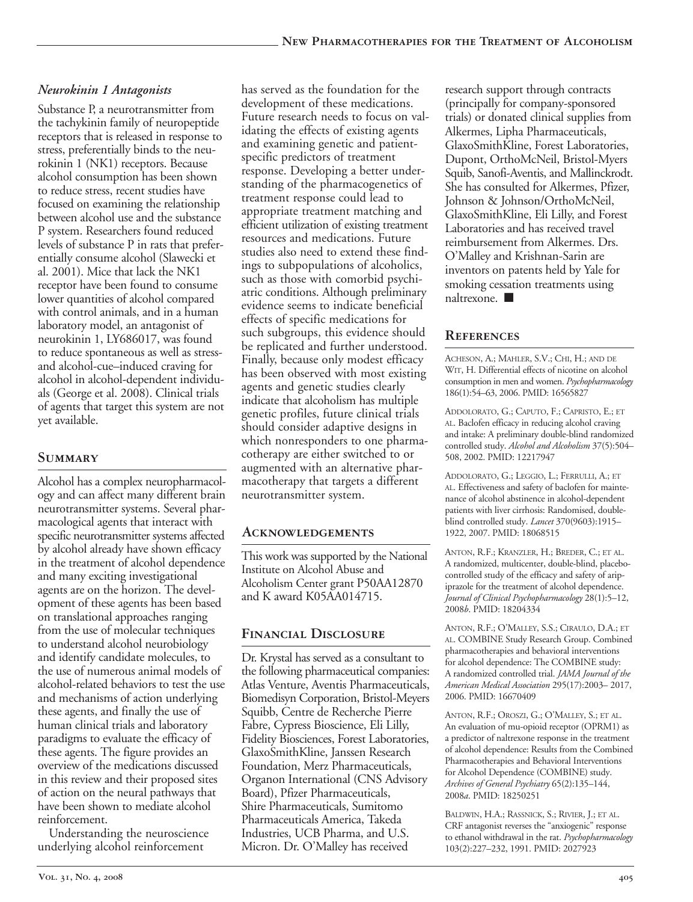### *Neurokinin 1 Antagonists*

Substance P, a neurotransmitter from the tachykinin family of neuropeptide receptors that is released in response to stress, preferentially binds to the neurokinin 1 (NK1) receptors. Because alcohol consumption has been shown to reduce stress, recent studies have focused on examining the relationship between alcohol use and the substance P system. Researchers found reduced levels of substance P in rats that preferentially consume alcohol (Slawecki et al. 2001). Mice that lack the NK1 receptor have been found to consume lower quantities of alcohol compared with control animals, and in a human laboratory model, an antagonist of neurokinin 1, LY686017, was found to reduce spontaneous as well as stress- and alcohol-cue–induced craving for alcohol in alcohol-dependent individuals (George et al. 2008). Clinical trials of agents that target this system are not yet available.

## Summary

Alcohol has a complex neuropharmacology and can affect many different brain neurotransmitter systems. Several pharmacological agents that interact with specific neurotransmitter systems affected by alcohol already have shown efficacy in the treatment of alcohol dependence and many exciting investigational agents are on the horizon. The development of these agents has been based on translational approaches ranging from the use of molecular techniques to understand alcohol neurobiology and identify candidate molecules, to the use of numerous animal models of alcohol-related behaviors to test the use and mechanisms of action underlying these agents, and finally the use of human clinical trials and laboratory paradigms to evaluate the efficacy of these agents. The figure provides an overview of the medications discussed in this review and their proposed sites of action on the neural pathways that have been shown to mediate alcohol reinforcement.

Understanding the neuroscience underlying alcohol reinforcement has served as the foundation for the development of these medications. Future research needs to focus on validating the effects of existing agents and examining genetic and patient-specific predictors of treatment response. Developing a better understanding of the pharmacogenetics of treatment response could lead to appropriate treatment matching and efficient utilization of existing treatment resources and medications. Future studies also need to extend these findings to subpopulations of alcoholics, such as those with comorbid psychiatric conditions. Although preliminary evidence seems to indicate beneficial effects of specific medications for such subgroups, this evidence should be replicated and further understood. Finally, because only modest efficacy has been observed with most existing agents and genetic studies clearly indicate that alcoholism has multiple genetic profiles, future clinical trials should consider adaptive designs in which nonresponders to one pharmacotherapy are either switched to or augmented with an alternative pharmacotherapy that targets a different neurotransmitter system.

## Acknowledgements

This work was supported by the National Institute on Alcohol Abuse and Alcoholism Center grant P50AA12870 and K award K05AA014715.

## Financial Disclosure

Dr. Krystal has served as a consultant to the following pharmaceutical companies: Atlas Venture, Aventis Pharmaceuticals, Biomedisyn Corporation, Bristol-Meyers Squibb, Centre de Recherche Pierre Fabre, Cypress Bioscience, Eli Lilly, Fidelity Biosciences, Forest Laboratories, GlaxoSmithKline, Janssen Research Foundation, Merz Pharmaceuticals, Organon International (CNS Advisory Board), Pfizer Pharmaceuticals, Shire Pharmaceuticals, Sumitomo Pharmaceuticals America, Takeda Industries, UCB Pharma, and U.S. Micron. Dr. O'Malley has received research support through contracts (principally for company-sponsored trials) or donated clinical supplies from Alkermes, Lipha Pharmaceuticals, GlaxoSmithKline, Forest Laboratories, Dupont, OrthoMcNeil, Bristol-Myers Squib, Sanofi-Aventis, and Mallinckrodt. She has consulted for Alkermes, Pfizer, Johnson & Johnson/OrthoMcNeil, GlaxoSmithKline, Eli Lilly, and Forest Laboratories and has received travel reimbursement from Alkermes. Drs. O'Malley and Krishnan-Sarin are inventors on patents held by Yale for smoking cessation treatments using naltrexone. ■

## References

Acheson, A.; Mahler, S.V.; Chi, H.; and de Wit, H. Differential effects of nicotine on alcohol consumption in men and women. *Psychopharmacology* 186(1):54–63, 2006. PMID: 16565827

Addolorato, G.; Caputo, F.; Capristo, E.; et al. Baclofen efficacy in reducing alcohol craving and intake: A preliminary double-blind randomized controlled study. *Alcohol and Alcoholism* 37(5):504–508, 2002. PMID: 12217947

Addolorato, G.; Leggio, L.; Ferrulli, A.; et al. Effectiveness and safety of baclofen for maintenance of alcohol abstinence in alcohol-dependent patients with liver cirrhosis: Randomised, double-blind controlled study. *Lancet* 370(9603):1915–1922, 2007. PMID: 18068515

Anton, R.F.; Kranzler, H.; Breder, C.; et al. A randomized, multicenter, double-blind, placebo-controlled study of the efficacy and safety of aripiprazole for the treatment of alcohol dependence. *Journal of Clinical Psychopharmacology* 28(1):5–12, 2008*b*. PMID: 18204334

Anton, R.F.; O'Malley, S.S.; Ciraulo, D.A.; et al. COMBINE Study Research Group. Combined pharmacotherapies and behavioral interventions for alcohol dependence: The COMBINE study: A randomized controlled trial. *JAMA Journal of the American Medical Association* 295(17):2003– 2017, 2006. PMID: 16670409

Anton, R.F.; Oroszi, G.; O'Malley, S.; et al. An evaluation of mu-opioid receptor (OPRM1) as a predictor of naltrexone response in the treatment of alcohol dependence: Results from the Combined Pharmacotherapies and Behavioral Interventions for Alcohol Dependence (COMBINE) study. *Archives of General Psychiatry* 65(2):135–144, 2008*a*. PMID: 18250251

Baldwin, H.A.; Rassnick, S.; Rivier, J.; et al. CRF antagonist reverses the "anxiogenic" response to ethanol withdrawal in the rat. *Psychopharmacology* 103(2):227–232, 1991. PMID: 2027923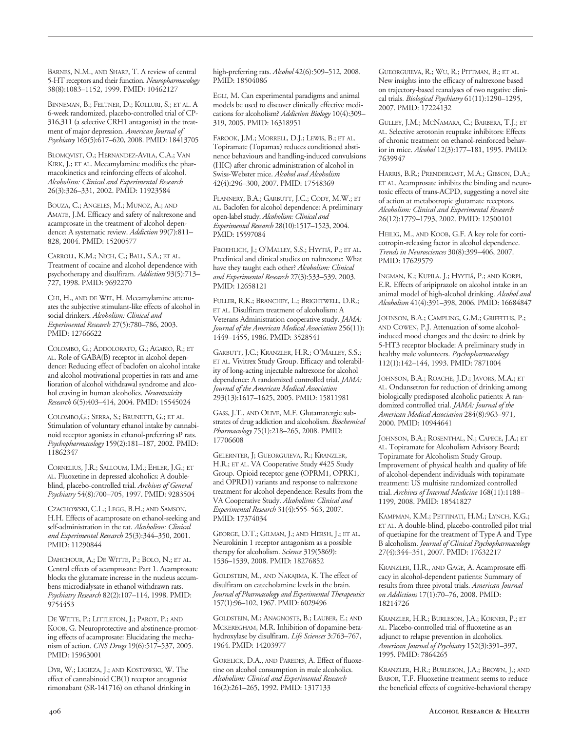Barnes, N.M., and Sharp, T. A review of central 5-HT receptors and their function. *Neuropharmacology* 38(8):1083–1152, 1999. PMID: 10462127

Binneman, B.; Feltner, D.; Kolluri, S.; et al. A 6-week randomized, placebo-controlled trial of CP-316,311 (a selective CRH1 antagonist) in the treatment of major depression. *American Journal of Psychiatry* 165(5):617–620, 2008. PMID: 18413705

Blomqvist, O.; Hernandez-Avila, C.A.; Van Kirk, J.; et al. Mecamylamine modifies the pharmacokinetics and reinforcing effects of alcohol. *Alcoholism: Clinical and Experimental Research* 26(3):326–331, 2002. PMID: 11923584

Bouza, C.; Angeles, M.; Muñoz, A.; and Amate, J.M. Efficacy and safety of naltrexone and acamprosate in the treatment of alcohol dependence: A systematic review. *Addiction* 99(7):811–828, 2004. PMID: 15200577

Carroll, K.M.; Nich, C.; Ball, S.A.; et al. Treatment of cocaine and alcohol dependence with psychotherapy and disulfiram. *Addiction* 93(5):713–727, 1998. PMID: 9692270

Chi, H., and de Wit, H. Mecamylamine attenuates the subjective stimulant-like effects of alcohol in social drinkers. *Alcoholism: Clinical and Experimental Research* 27(5):780–786, 2003. PMID: 12766622

Colombo, G.; Addolorato, G.; Agabio, R.; et al. Role of GABA(B) receptor in alcohol dependence: Reducing effect of baclofen on alcohol intake and alcohol motivational properties in rats and amelioration of alcohol withdrawal syndrome and alcohol craving in human alcoholics. *Neurotoxicity Research* 6(5):403–414, 2004. PMID: 15545024

Colombo,G.; Serra, S.; Brunetti, G.; et al. Stimulation of voluntary ethanol intake by cannabinoid receptor agonists in ethanol-preferring sP rats. *Psychopharmacology* 159(2):181–187, 2002. PMID: 11862347

Cornelius, J.R.; Salloum, I.M.; Ehler, J.G.; et al. Fluoxetine in depressed alcoholics: A double-blind, placebo-controlled trial. *Archives of General Psychiatry* 54(8):700–705, 1997. PMID: 9283504

Czachowski, C.L.; Legg, B.H.; and Samson, H.H. Effects of acamprosate on ethanol-seeking and self-administration in the rat. *Alcoholism: Clinical and Experimental Research* 25(3):344–350, 2001. PMID: 11290844

Dahchour, A.; De Witte, P.; Bolo, N.; et al. Central effects of acamprosate: Part 1. Acamprosate blocks the glutamate increase in the nucleus accumbens microdialysate in ethanol withdrawn rats. *Psychiatry Research* 82(2):107–114, 1998. PMID: 9754453

De Witte, P.; Littleton, J.; Parot, P.; and Koob, G. Neuroprotective and abstinence-promoting effects of acamprosate: Elucidating the mechanism of action. *CNS Drugs* 19(6):517–537, 2005. PMID: 15963001

Dyr, W.; Ligieza, J.; and Kostowski, W. The effect of cannabinoid CB(1) receptor antagonist rimonabant (SR-141716) on ethanol drinking in high-preferring rats. *Alcohol* 42(6):509–512, 2008. PMID: 18504086

Egli, M. Can experimental paradigms and animal models be used to discover clinically effective medications for alcoholism? *Addiction Biology* 10(4):309–319, 2005. PMID: 16318951

Farook, J.M.; Morrell, D.J.; Lewis, B.; et al. Topiramate (Topamax) reduces conditioned abstinence behaviours and handling-induced convulsions (HIC) after chronic administration of alcohol in Swiss-Webster mice. *Alcohol and Alcoholism* 42(4):296–300, 2007. PMID: 17548369

Flannery, B.A.; Garbutt, J.C.; Cody, M.W.; et al. Baclofen for alcohol dependence: A preliminary open-label study. *Alcoholism: Clinical and Experimental Research* 28(10):1517–1523, 2004. PMID: 15597084

Froehlich, J.; O'Malley, S.S.; Hyytiä, P.; et al. Preclinical and clinical studies on naltrexone: What have they taught each other? *Alcoholism: Clinical and Experimental Research* 27(3):533–539, 2003. PMID: 12658121

Fuller, R.K.; Branchey, L.; Brightwell, D.R.; et al. Disulfiram treatment of alcoholism: A Veterans Administration cooperative study. *JAMA: Journal of the American Medical Association* 256(11): 1449–1455, 1986. PMID: 3528541

Garbutt, J.C.; Kranzler, H.R.; O'Malley, S.S.; et al. Vivitrex Study Group. Efficacy and tolerability of long-acting injectable naltrexone for alcohol dependence: A randomized controlled trial. *JAMA: Journal of the American Medical Association* 293(13):1617–1625, 2005. PMID: 15811981

Gass, J.T., and Olive, M.F. Glutamatergic substrates of drug addiction and alcoholism. *Biochemical Pharmacology* 75(1):218–265, 2008. PMID: 17706608

Gelernter, J; Gueorguieva, R.; Kranzler, H.R.; et al. VA Cooperative Study #425 Study Group. Opioid receptor gene (OPRM1, OPRK1, and OPRD1) variants and response to naltrexone treatment for alcohol dependence: Results from the VA Cooperative Study. *Alcoholism: Clinical and Experimental Research* 31(4):555–563, 2007. PMID: 17374034

George, D.T.; Gilman, J.; and Hersh, J.; et al. Neurokinin 1 receptor antagonism as a possible therapy for alcoholism. *Science* 319(5869): 1536–1539, 2008. PMID: 18276852

Goldstein, M., and Nakajima, K. The effect of disulfiram on catecholamine levels in the brain. *Journal of Pharmacology and Experimental Therapeutics* 157(1):96–102, 1967. PMID: 6029496

Goldstein, M.; Anagnoste, B.; Lauber, E.; and McKeregham, M.R. Inhibition of dopamine-beta-hydroxylase by disulfiram. *Life Sciences* 3:763–767, 1964. PMID: 14203977

Gorelick, D.A., and Paredes, A. Effect of fluoxetine on alcohol consumption in male alcoholics. *Alcoholism: Clinical and Experimental Research* 16(2):261–265, 1992. PMID: 1317133

Gueorguieva, R.; Wu, R.; Pittman, B.; et al. New insights into the efficacy of naltrexone based on trajectory-based reanalyses of two negative clinical trials. *Biological Psychiatry* 61(11):1290–1295, 2007. PMID: 17224132

Gulley, J.M.; McNamara, C.; Barbera, T.J.; et al. Selective serotonin reuptake inhibitors: Effects of chronic treatment on ethanol-reinforced behavior in mice. *Alcohol* 12(3):177–181, 1995. PMID: 7639947

Harris, B.R.; Prendergast, M.A.; Gibson, D.A.; et al. Acamprosate inhibits the binding and neurotoxic effects of trans-ACPD, suggesting a novel site of action at metabotropic glutamate receptors. *Alcoholism: Clinical and Experimental Research* 26(12):1779–1793, 2002. PMID: 12500101

Heilig, M., and Koob, G.F. A key role for corticotropin-releasing factor in alcohol dependence. *Trends in Neurosciences* 30(8):399–406, 2007. PMID: 17629579

Ingman, K.; Kupila. J.; Hyytiä, P.; and Korpi, E.R. Effects of aripiprazole on alcohol intake in an animal model of high-alcohol drinking. *Alcohol and Alcoholism* 41(4):391–398, 2006. PMID: 16684847

Johnson, B.A.; Campling, G.M.; Griffiths, P.; and Cowen, P.J. Attenuation of some alcohol-induced mood changes and the desire to drink by 5-HT3 receptor blockade: A preliminary study in healthy male volunteers. *Psychopharmacology* 112(1):142–144, 1993. PMID: 7871004

Johnson, B.A.; Roache, J.D.; Javors, M.A.; et al. Ondansetron for reduction of drinking among biologically predisposed alcoholic patients: A randomized controlled trial. *JAMA: Journal of the American Medical Association* 284(8):963–971, 2000. PMID: 10944641

Johnson, B.A.; Rosenthal, N.; Capece, J.A.; et al. Topiramate for Alcoholism Advisory Board; Topiramate for Alcoholism Study Group. Improvement of physical health and quality of life of alcohol-dependent individuals with topiramate treatment: US multisite randomized controlled trial. *Archives of Internal Medicine* 168(11):1188–1199, 2008. PMID: 18541827

Kampman, K.M.; Pettinati, H.M.; Lynch, K.G.; et al. A double-blind, placebo-controlled pilot trial of quetiapine for the treatment of Type A and Type B alcoholism. *Journal of Clinical Psychopharmacology* 27(4):344–351, 2007. PMID: 17632217

Kranzler, H.R., and Gage, A. Acamprosate efficacy in alcohol-dependent patients: Summary of results from three pivotal trials. *American Journal on Addictions* 17(1):70–76, 2008. PMID: 18214726

Kranzler, H.R.; Burleson, J.A.; Korner, P.; et al. Placebo-controlled trial of fluoxetine as an adjunct to relapse prevention in alcoholics. *American Journal of Psychiatry* 152(3):391–397, 1995. PMID: 7864265

Kranzler, H.R.; Burleson, J.A.; Brown, J.; and Babor, T.F. Fluoxetine treatment seems to reduce the beneficial effects of cognitive-behavioral therapy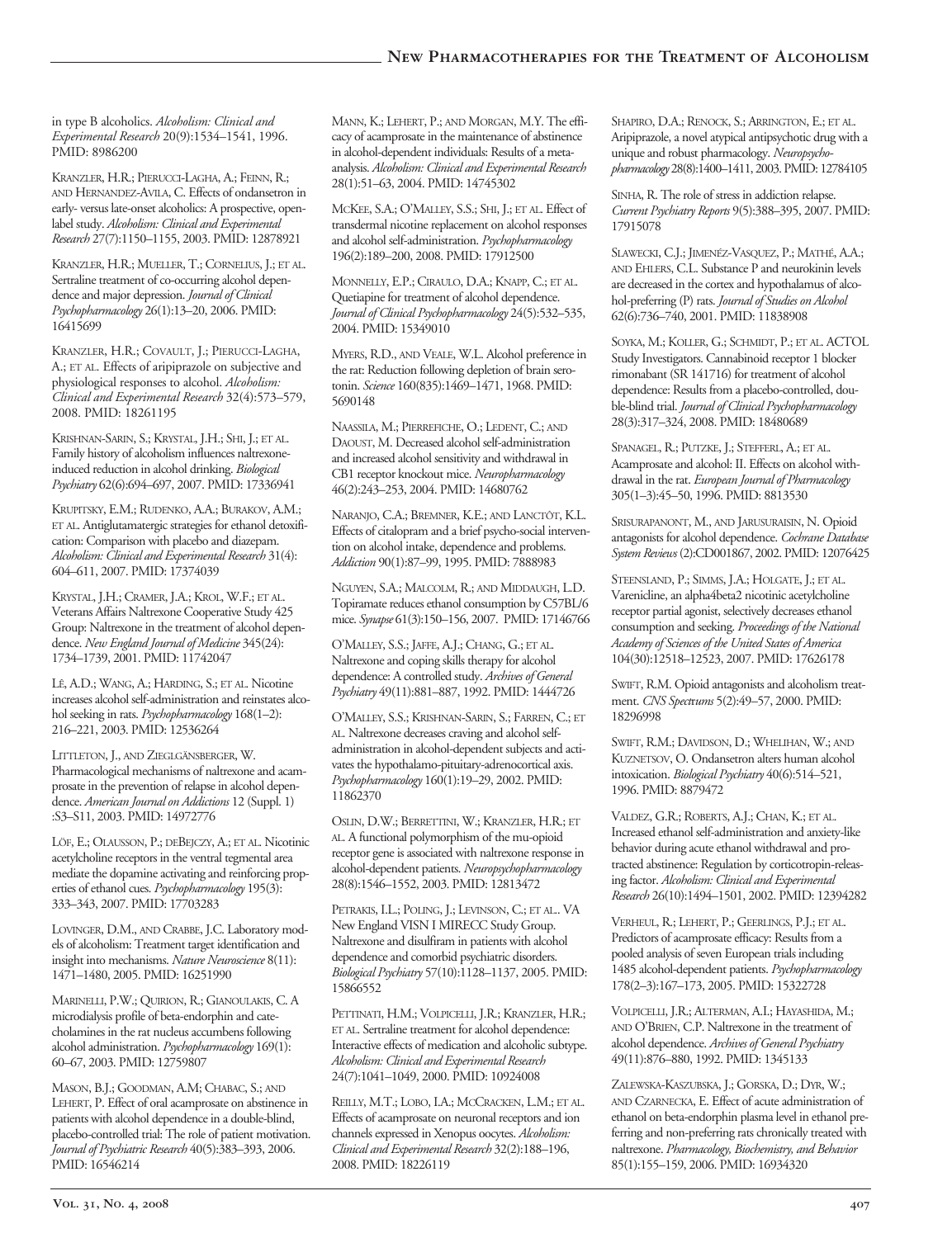in type B alcoholics. *Alcoholism: Clinical and Experimental Research* 20(9):1534–1541, 1996. PMID: 8986200

Kranzler, H.R.; Pierucci-Lagha, A.; Feinn, R.; and Hernandez-Avila, C. Effects of ondansetron in early- versus late-onset alcoholics: A prospective, open-label study. *Alcoholism: Clinical and Experimental Research* 27(7):1150–1155, 2003. PMID: 12878921

Kranzler, H.R.; Mueller, T.; Cornelius, J.; et al. Sertraline treatment of co-occurring alcohol dependence and major depression. *Journal of Clinical Psychopharmacology* 26(1):13–20, 2006. PMID: 16415699

Kranzler, H.R.; Covault, J.; Pierucci-Lagha, A.; et al. Effects of aripiprazole on subjective and physiological responses to alcohol. *Alcoholism: Clinical and Experimental Research* 32(4):573–579, 2008. PMID: 18261195

Krishnan-Sarin, S.; Krystal, J.H.; Shi, J.; et al. Family history of alcoholism influences naltrexone-induced reduction in alcohol drinking. *Biological Psychiatry* 62(6):694–697, 2007. PMID: 17336941

Krupitsky, E.M.; Rudenko, A.A.; Burakov, A.M.; et al. Antiglutamatergic strategies for ethanol detoxification: Comparison with placebo and diazepam. *Alcoholism: Clinical and Experimental Research* 31(4): 604–611, 2007. PMID: 17374039

Krystal, J.H.; Cramer, J.A.; Krol, W.F.; et al. Veterans Affairs Naltrexone Cooperative Study 425 Group: Naltrexone in the treatment of alcohol dependence. *New England Journal of Medicine* 345(24): 1734–1739, 2001. PMID: 11742047

Lê, A.D.; Wang, A.; Harding, S.; et al. Nicotine increases alcohol self-administration and reinstates alcohol seeking in rats. *Psychopharmacology* 168(1–2): 216–221, 2003. PMID: 12536264

Littleton, J., and Zieglgänsberger, W. Pharmacological mechanisms of naltrexone and acamprosate in the prevention of relapse in alcohol dependence. *American Journal on Addictions* 12 (Suppl. 1) :S3–S11, 2003. PMID: 14972776

Löf, E.; Olausson, P.; deBejczy, A.; et al. Nicotinic acetylcholine receptors in the ventral tegmental area mediate the dopamine activating and reinforcing properties of ethanol cues. *Psychopharmacology* 195(3): 333–343, 2007. PMID: 17703283

Lovinger, D.M., and Crabbe, J.C. Laboratory models of alcoholism: Treatment target identification and insight into mechanisms. *Nature Neuroscience* 8(11): 1471–1480, 2005. PMID: 16251990

Marinelli, P.W.; Quirion, R.; Gianoulakis, C. A microdialysis profile of beta-endorphin and catecholamines in the rat nucleus accumbens following alcohol administration. *Psychopharmacology* 169(1): 60–67, 2003. PMID: 12759807

Mason, B.J.; Goodman, A.M; Chabac, S.; and Lehert, P. Effect of oral acamprosate on abstinence in patients with alcohol dependence in a double-blind, placebo-controlled trial: The role of patient motivation. *Journal of Psychiatric Research* 40(5):383–393, 2006. PMID: 16546214

Mann, K.; Lehert, P.; and Morgan, M.Y. The efficacy of acamprosate in the maintenance of abstinence in alcohol-dependent individuals: Results of a meta-analysis. *Alcoholism: Clinical and Experimental Research* 28(1):51–63, 2004. PMID: 14745302

McKee, S.A.; O'Malley, S.S.; Shi, J.; et al. Effect of transdermal nicotine replacement on alcohol responses and alcohol self-administration. *Psychopharmacology* 196(2):189–200, 2008. PMID: 17912500

Monnelly, E.P.; Ciraulo, D.A.; Knapp, C.; et al. Quetiapine for treatment of alcohol dependence. *Journal of Clinical Psychopharmacology* 24(5):532–535, 2004. PMID: 15349010

Myers, R.D., and Veale, W.L. Alcohol preference in the rat: Reduction following depletion of brain serotonin. *Science* 160(835):1469–1471, 1968. PMID: 5690148

Naassila, M.; Pierrefiche, O.; Ledent, C.; and Daoust, M. Decreased alcohol self-administration and increased alcohol sensitivity and withdrawal in CB1 receptor knockout mice. *Neuropharmacology* 46(2):243–253, 2004. PMID: 14680762

Naranjo, C.A.; Bremner, K.E.; and Lanctôt, K.L. Effects of citalopram and a brief psycho-social intervention on alcohol intake, dependence and problems. *Addiction* 90(1):87–99, 1995. PMID: 7888983

Nguyen, S.A.; Malcolm, R.; and Middaugh, L.D. Topiramate reduces ethanol consumption by C57BL/6 mice. *Synapse* 61(3):150–156, 2007. PMID: 17146766

O'Malley, S.S.; Jaffe, A.J.; Chang, G.; et al. Naltrexone and coping skills therapy for alcohol dependence: A controlled study. *Archives of General Psychiatry* 49(11):881–887, 1992. PMID: 1444726

O'Malley, S.S.; Krishnan-Sarin, S.; Farren, C.; et al. Naltrexone decreases craving and alcohol self-administration in alcohol-dependent subjects and activates the hypothalamo-pituitary-adrenocortical axis. *Psychopharmacology* 160(1):19–29, 2002. PMID: 11862370

Oslin, D.W.; Berrettini, W.; Kranzler, H.R.; et al. A functional polymorphism of the mu-opioid receptor gene is associated with naltrexone response in alcohol-dependent patients. *Neuropsychopharmacology* 28(8):1546–1552, 2003. PMID: 12813472

Petrakis, I.L.; Poling, J.; Levinson, C.; et al.. VA New England VISN I MIRECC Study Group. Naltrexone and disulfiram in patients with alcohol dependence and comorbid psychiatric disorders. *Biological Psychiatry* 57(10):1128–1137, 2005. PMID: 15866552

Pettinati, H.M.; Volpicelli, J.R.; Kranzler, H.R.; et al. Sertraline treatment for alcohol dependence: Interactive effects of medication and alcoholic subtype. *Alcoholism: Clinical and Experimental Research* 24(7):1041–1049, 2000. PMID: 10924008

Reilly, M.T.; Lobo, I.A.; McCracken, L.M.; et al. Effects of acamprosate on neuronal receptors and ion channels expressed in Xenopus oocytes. *Alcoholism: Clinical and Experimental Research* 32(2):188–196, 2008. PMID: 18226119

Shapiro, D.A.; Renock, S.; Arrington, E.; et al. Aripiprazole, a novel atypical antipsychotic drug with a unique and robust pharmacology. *Neuropsychopharmacology* 28(8):1400–1411, 2003. PMID: 12784105

Sinha, R. The role of stress in addiction relapse. *Current Psychiatry Reports* 9(5):388–395, 2007. PMID: 17915078

Slawecki, C.J.; Jimenéz-Vasquez, P.; Mathé, A.A.; and Ehlers, C.L. Substance P and neurokinin levels are decreased in the cortex and hypothalamus of alcohol-preferring (P) rats. *Journal of Studies on Alcohol* 62(6):736–740, 2001. PMID: 11838908

Soyka, M.; Koller, G.; Schmidt, P.; et al. ACTOL Study Investigators. Cannabinoid receptor 1 blocker rimonabant (SR 141716) for treatment of alcohol dependence: Results from a placebo-controlled, double-blind trial. *Journal of Clinical Psychopharmacology* 28(3):317–324, 2008. PMID: 18480689

Spanagel, R.; Putzke, J.; Stefferl, A.; et al. Acamprosate and alcohol: II. Effects on alcohol withdrawal in the rat. *European Journal of Pharmacology* 305(1–3):45–50, 1996. PMID: 8813530

Srisurapanont, M., and Jarusuraisin, N. Opioid antagonists for alcohol dependence. *Cochrane Database System Reviews* (2):CD001867, 2002. PMID: 12076425

Steensland, P.; Simms, J.A.; Holgate, J.; et al. Varenicline, an alpha4beta2 nicotinic acetylcholine receptor partial agonist, selectively decreases ethanol consumption and seeking. *Proceedings of the National Academy of Sciences of the United States of America* 104(30):12518–12523, 2007. PMID: 17626178

Swift, R.M. Opioid antagonists and alcoholism treatment. *CNS Spectrums* 5(2):49–57, 2000. PMID: 18296998

Swift, R.M.; Davidson, D.; Whelihan, W.; and Kuznetsov, O. Ondansetron alters human alcohol intoxication. *Biological Psychiatry* 40(6):514–521, 1996. PMID: 8879472

Valdez, G.R.; Roberts, A.J.; Chan, K.; et al. Increased ethanol self-administration and anxiety-like behavior during acute ethanol withdrawal and protracted abstinence: Regulation by corticotropin-releasing factor. *Alcoholism: Clinical and Experimental Research* 26(10):1494–1501, 2002. PMID: 12394282

Verheul, R.; Lehert, P.; Geerlings, P.J.; et al. Predictors of acamprosate efficacy: Results from a pooled analysis of seven European trials including 1485 alcohol-dependent patients. *Psychopharmacology* 178(2–3):167–173, 2005. PMID: 15322728

Volpicelli, J.R.; Alterman, A.I.; Hayashida, M.; and O'Brien, C.P. Naltrexone in the treatment of alcohol dependence. *Archives of General Psychiatry* 49(11):876–880, 1992. PMID: 1345133

Zalewska-Kaszubska, J.; Gorska, D.; Dyr, W.; and Czarnecka, E. Effect of acute administration of ethanol on beta-endorphin plasma level in ethanol preferring and non-preferring rats chronically treated with naltrexone. *Pharmacology, Biochemistry, and Behavior* 85(1):155–159, 2006. PMID: 16934320